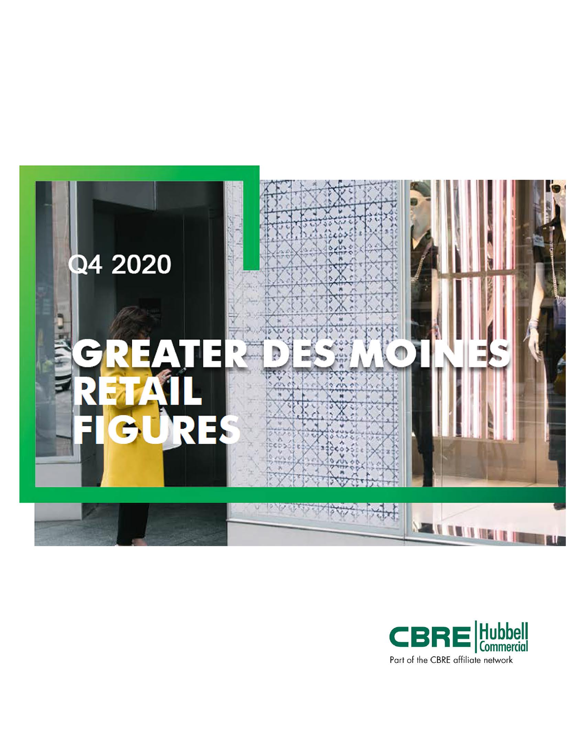Q4 2020

# GREATER DES MOINES RETAIL FIGURES

CBRE | Hubbell Commercial

Part of the CBRE affiliate network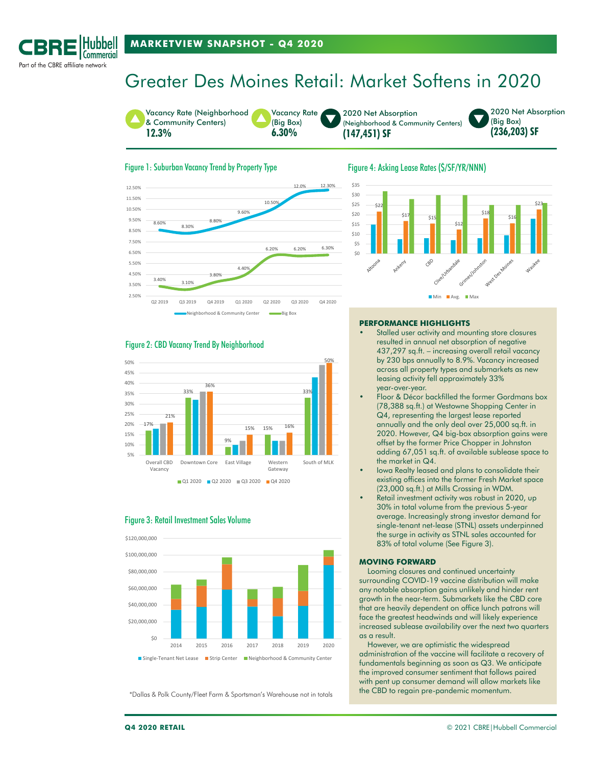# Greater Des Moines Retail: Market Softens in 2020

**MARKETVIEW SNAPSHOT - Q4 2020**

| Vacancy Rate (Neighborhood & Community Centers) | Vacancy Rate (Big Box) | 2020 Net Absorption (Neighborhood & Community Centers) | 2020 Net Absorption (Big Box) |
|---|---|---|---|
| **12.3%** | **6.30%** | **(147,451) SF** | **(236,203) SF** |

## Figure 1: Suburban Vacancy Trend by Property Type

| | Q2 2019 | Q3 2019 | Q4 2019 | Q1 2020 | Q2 2020 | Q3 2020 | Q4 2020 |
|---|---|---|---|---|---|---|---|
| Neighborhood & Community Center | 8.60% | 8.30% | 8.80% | 9.60% | 10.50% | 12.0% | 12.30% |
| Big Box | 3.40% | 3.10% | 3.80% | 4.40% | 6.20% | 6.20% | 6.30% |

## Figure 2: CBD Vacancy Trend By Neighborhood

| | Q1 2020 | Q2 2020 | Q3 2020 | Q4 2020 |
|---|---|---|---|---|
| Overall CBD Vacancy | 17% | | | 21% |
| Downtown Core | 33% | | | 36% |
| East Village | 9% | | | 15% |
| Western Gateway | 15% | | | 16% |
| South of MLK | 33% | | | 50% |

## Figure 3: Retail Investment Sales Volume

Single-Tenant Net Lease | Strip Center | Neighborhood & Community Center (2014–2020)

*Dallas & Polk County/Fleet Farm & Sportsman's Warehouse not in totals

## Figure 4: Asking Lease Rates ($/SF/YR/NNN)

| Submarket | Avg. |
|---|---|
| Altoona | $22 |
| Ankeny | $17 |
| CBD | $15 |
| Clive/Urbandale | $12 |
| Grimes/Johnston | $18 |
| West Des Moines | $16 |
| Waukee | $23 |

## PERFORMANCE HIGHLIGHTS

- Stalled user activity and mounting store closures resulted in annual net absorption of negative 437,297 sq.ft. – increasing overall retail vacancy by 230 bps annually to 8.9%. Vacancy increased across all property types and submarkets as new leasing activity fell approximately 33% year-over-year.
- Floor & Décor backfilled the former Gordmans box (78,388 sq.ft.) at Westowne Shopping Center in Q4, representing the largest lease reported annually and the only deal over 25,000 sq.ft. in 2020. However, Q4 big-box absorption gains were offset by the former Price Chopper in Johnston adding 67,051 sq.ft. of available sublease space to the market in Q4.
- Iowa Realty leased and plans to consolidate their existing offices into the former Fresh Market space (23,000 sq.ft.) at Mills Crossing in WDM.
- Retail investment activity was robust in 2020, up 30% in total volume from the previous 5-year average. Increasingly strong investor demand for single-tenant net-lease (STNL) assets underpinned the surge in activity as STNL sales accounted for 83% of total volume (See Figure 3).

## MOVING FORWARD

Looming closures and continued uncertainty surrounding COVID-19 vaccine distribution will make any notable absorption gains unlikely and hinder rent growth in the near-term. Submarkets like the CBD core that are heavily dependent on office lunch patrons will face the greatest headwinds and will likely experience increased sublease availability over the next two quarters as a result.

However, we are optimistic the widespread administration of the vaccine will facilitate a recovery of fundamentals beginning as soon as Q3. We anticipate the improved consumer sentiment that follows paired with pent up consumer demand will allow markets like the CBD to regain pre-pandemic momentum.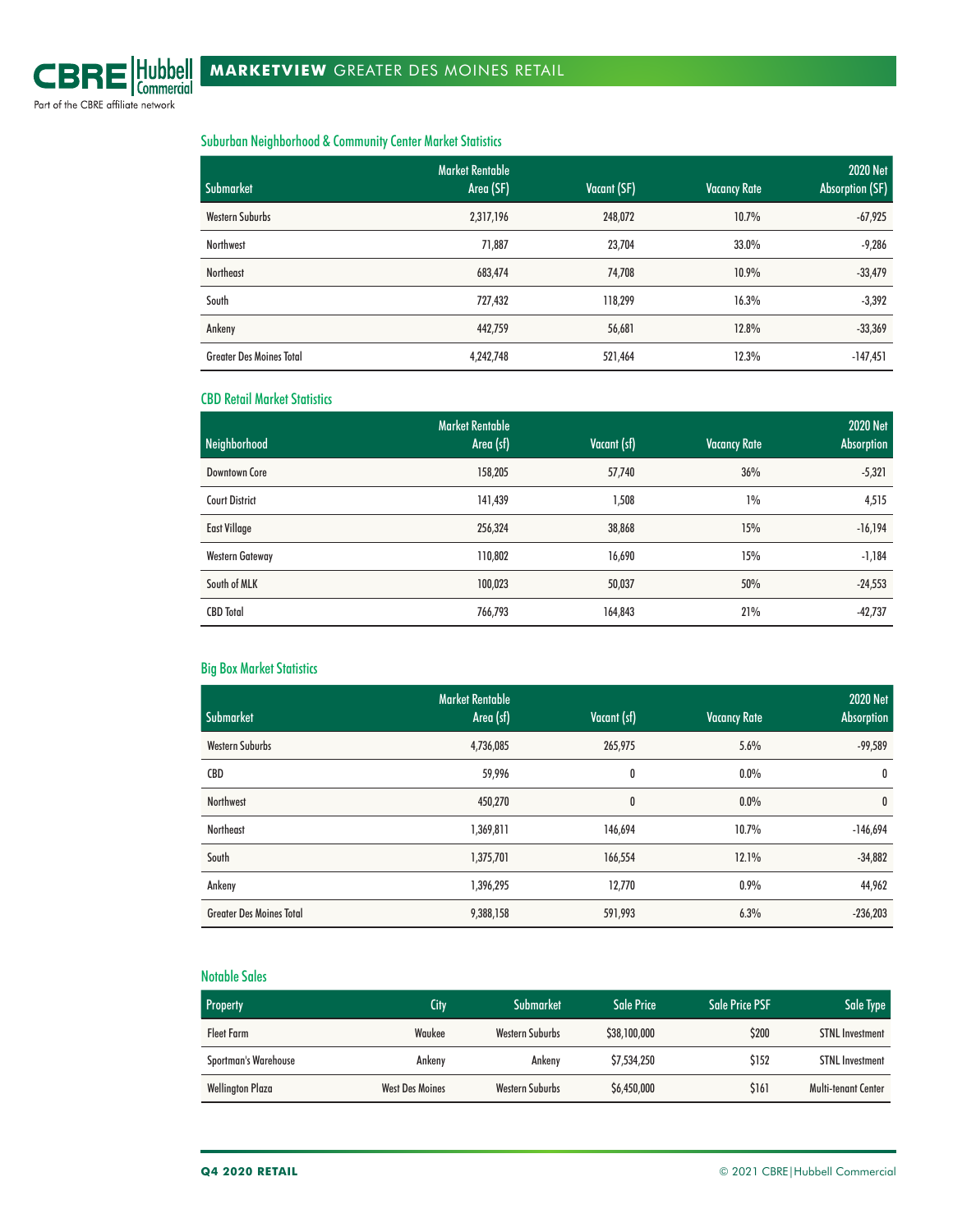## Suburban Neighborhood & Community Center Market Statistics

| Submarket | Market Rentable Area (SF) | Vacant (SF) | Vacancy Rate | 2020 Net Absorption (SF) |
|---|---|---|---|---|
| Western Suburbs | 2,317,196 | 248,072 | 10.7% | -67,925 |
| Northwest | 71,887 | 23,704 | 33.0% | -9,286 |
| Northeast | 683,474 | 74,708 | 10.9% | -33,479 |
| South | 727,432 | 118,299 | 16.3% | -3,392 |
| Ankeny | 442,759 | 56,681 | 12.8% | -33,369 |
| Greater Des Moines Total | 4,242,748 | 521,464 | 12.3% | -147,451 |

## CBD Retail Market Statistics

| Neighborhood | Market Rentable Area (sf) | Vacant (sf) | Vacancy Rate | 2020 Net Absorption |
|---|---|---|---|---|
| Downtown Core | 158,205 | 57,740 | 36% | -5,321 |
| Court District | 141,439 | 1,508 | 1% | 4,515 |
| East Village | 256,324 | 38,868 | 15% | -16,194 |
| Western Gateway | 110,802 | 16,690 | 15% | -1,184 |
| South of MLK | 100,023 | 50,037 | 50% | -24,553 |
| CBD Total | 766,793 | 164,843 | 21% | -42,737 |

## Big Box Market Statistics

| Submarket | Market Rentable Area (sf) | Vacant (sf) | Vacancy Rate | 2020 Net Absorption |
|---|---|---|---|---|
| Western Suburbs | 4,736,085 | 265,975 | 5.6% | -99,589 |
| CBD | 59,996 | 0 | 0.0% | 0 |
| Northwest | 450,270 | 0 | 0.0% | 0 |
| Northeast | 1,369,811 | 146,694 | 10.7% | -146,694 |
| South | 1,375,701 | 166,554 | 12.1% | -34,882 |
| Ankeny | 1,396,295 | 12,770 | 0.9% | 44,962 |
| Greater Des Moines Total | 9,388,158 | 591,993 | 6.3% | -236,203 |

## Notable Sales

| Property | City | Submarket | Sale Price | Sale Price PSF | Sale Type |
|---|---|---|---|---|---|
| Fleet Farm | Waukee | Western Suburbs | $38,100,000 | $200 | STNL Investment |
| Sportman's Warehouse | Ankeny | Ankeny | $7,534,250 | $152 | STNL Investment |
| Wellington Plaza | West Des Moines | Western Suburbs | $6,450,000 | $161 | Multi-tenant Center |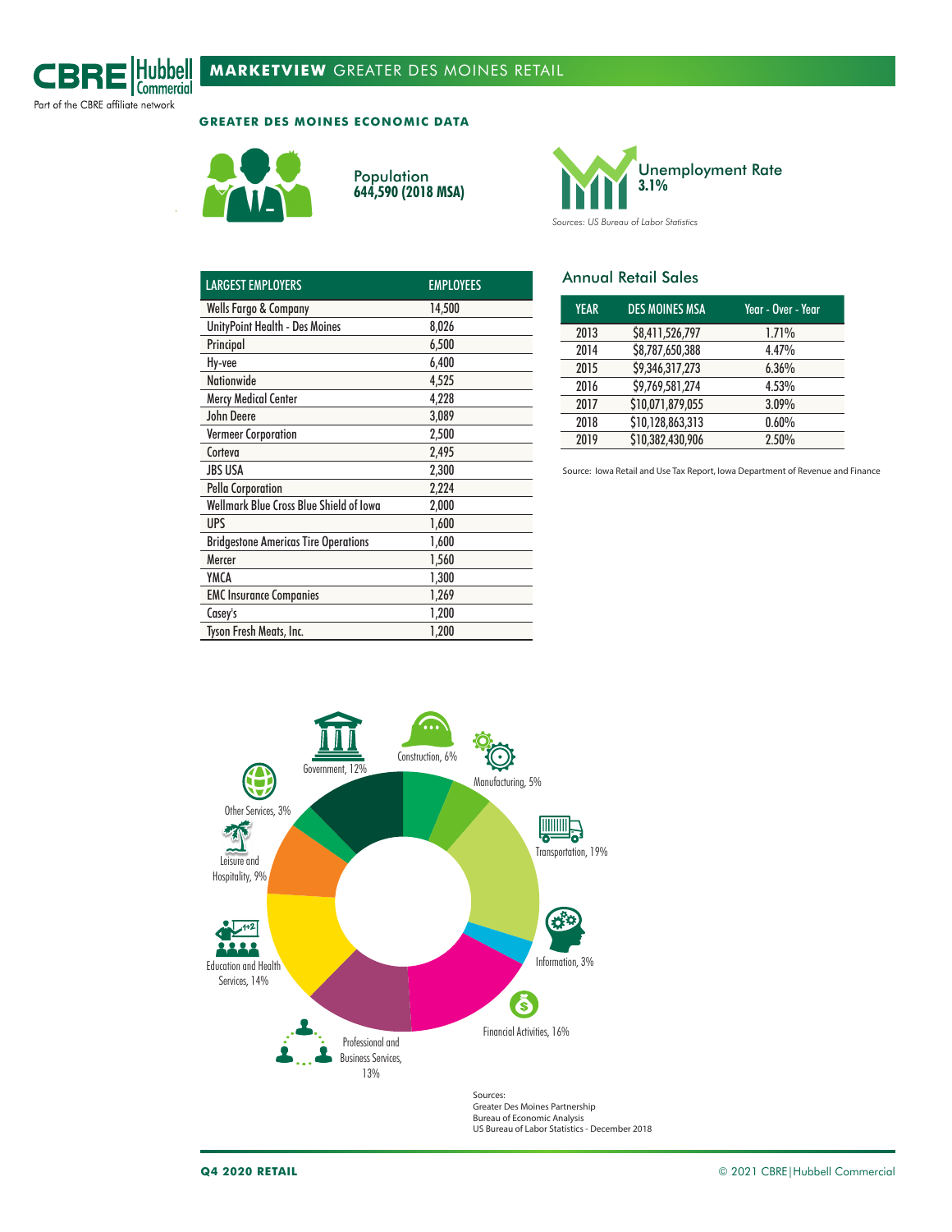## GREATER DES MOINES ECONOMIC DATA

Population
**644,590 (2018 MSA)**

Unemployment Rate
**3.1%**

*Sources: US Bureau of Labor Statistics*

| LARGEST EMPLOYERS | EMPLOYEES |
|---|---|
| Wells Fargo & Company | 14,500 |
| UnityPoint Health - Des Moines | 8,026 |
| Principal | 6,500 |
| Hy-vee | 6,400 |
| Nationwide | 4,525 |
| Mercy Medical Center | 4,228 |
| John Deere | 3,089 |
| Vermeer Corporation | 2,500 |
| Corteva | 2,495 |
| JBS USA | 2,300 |
| Pella Corporation | 2,224 |
| Wellmark Blue Cross Blue Shield of Iowa | 2,000 |
| UPS | 1,600 |
| Bridgestone Americas Tire Operations | 1,600 |
| Mercer | 1,560 |
| YMCA | 1,300 |
| EMC Insurance Companies | 1,269 |
| Casey's | 1,200 |
| Tyson Fresh Meats, Inc. | 1,200 |

### Annual Retail Sales

| YEAR | DES MOINES MSA | Year - Over - Year |
|---|---|---|
| 2013 | $8,411,526,797 | 1.71% |
| 2014 | $8,787,650,388 | 4.47% |
| 2015 | $9,346,317,273 | 6.36% |
| 2016 | $9,769,581,274 | 4.53% |
| 2017 | $10,071,879,055 | 3.09% |
| 2018 | $10,128,863,313 | 0.60% |
| 2019 | $10,382,430,906 | 2.50% |

Source: Iowa Retail and Use Tax Report, Iowa Department of Revenue and Finance

Government, 12%
Construction, 6%
Manufacturing, 5%
Transportation, 19%
Information, 3%
Financial Activities, 16%
Professional and Business Services, 13%
Education and Health Services, 14%
Leisure and Hospitality, 9%
Other Services, 3%

Sources:
Greater Des Moines Partnership
Bureau of Economic Analysis
US Bureau of Labor Statistics - December 2018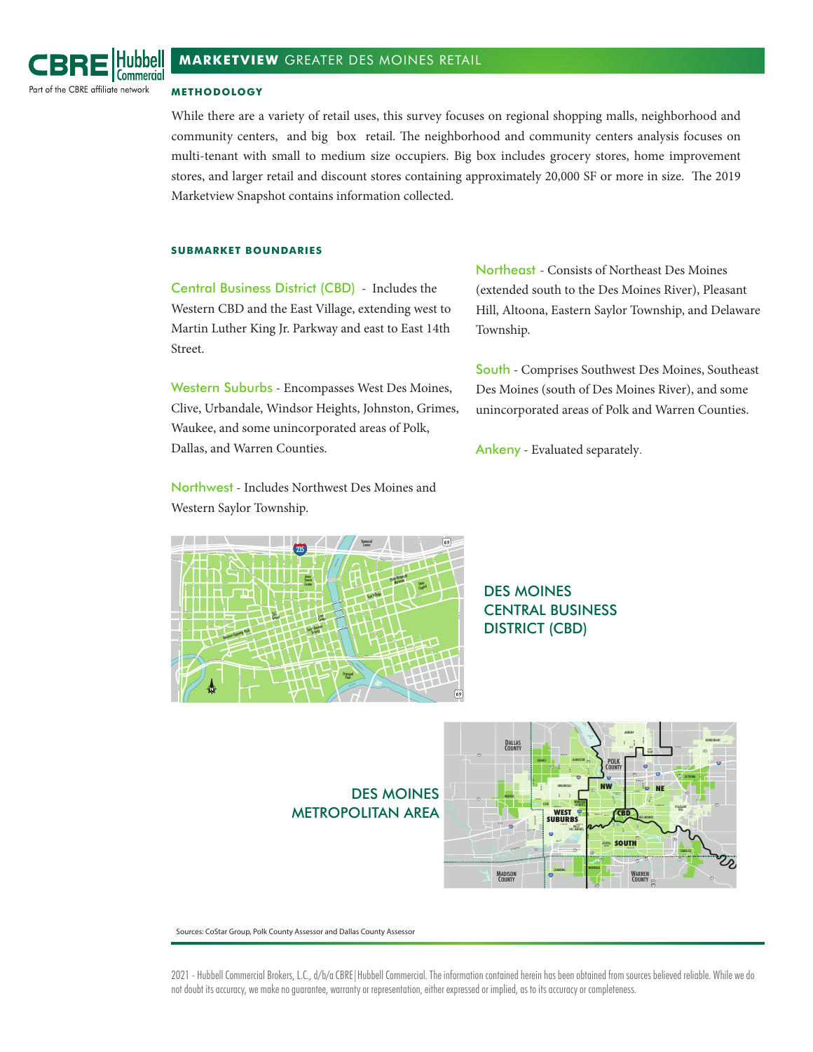## METHODOLOGY

While there are a variety of retail uses, this survey focuses on regional shopping malls, neighborhood and community centers, and big box retail. The neighborhood and community centers analysis focuses on multi-tenant with small to medium size occupiers. Big box includes grocery stores, home improvement stores, and larger retail and discount stores containing approximately 20,000 SF or more in size. The 2019 Marketview Snapshot contains information collected.

## SUBMARKET BOUNDARIES

**Central Business District (CBD)** - Includes the Western CBD and the East Village, extending west to Martin Luther King Jr. Parkway and east to East 14th Street.

**Western Suburbs** - Encompasses West Des Moines, Clive, Urbandale, Windsor Heights, Johnston, Grimes, Waukee, and some unincorporated areas of Polk, Dallas, and Warren Counties.

**Northwest** - Includes Northwest Des Moines and Western Saylor Township.

**Northeast** - Consists of Northeast Des Moines (extended south to the Des Moines River), Pleasant Hill, Altoona, Eastern Saylor Township, and Delaware Township.

**South** - Comprises Southwest Des Moines, Southeast Des Moines (south of Des Moines River), and some unincorporated areas of Polk and Warren Counties.

**Ankeny** - Evaluated separately.

DES MOINES CENTRAL BUSINESS DISTRICT (CBD)

DES MOINES METROPOLITAN AREA

Sources: CoStar Group, Polk County Assessor and Dallas County Assessor

2021 - Hubbell Commercial Brokers, L.C., d/b/a CBRE|Hubbell Commercial. The information contained herein has been obtained from sources believed reliable. While we do not doubt its accuracy, we make no guarantee, warranty or representation, either expressed or implied, as to its accuracy or completeness.